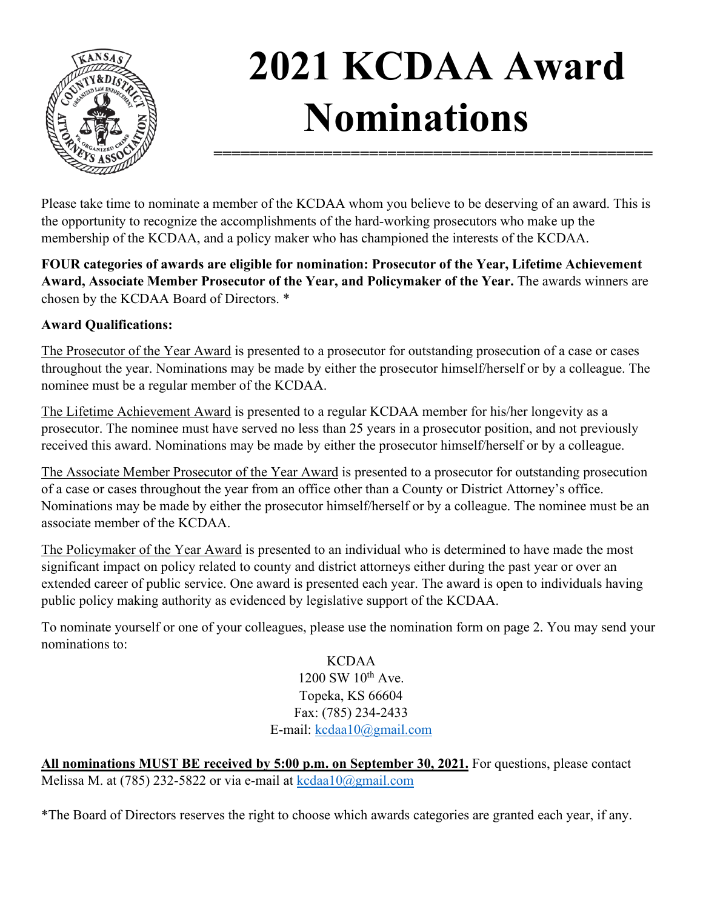# 2021 KCDAA Award Nominations

Please take time to nominate a member of the KCDAA whom you believe to be deserving of an award. This is the opportunity to recognize the accomplishments of the hard-working prosecutors who make up the membership of the KCDAA, and a policy maker who has championed the interests of the KCDAA.

**FOUR categories of awards are eligible for nomination: Prosecutor of the Year, Lifetime Achievement Award, Associate Member Prosecutor of the Year, and Policymaker of the Year.** The awards winners are chosen by the KCDAA Board of Directors. *

**Award Qualifications:**

<u>The Prosecutor of the Year Award</u> is presented to a prosecutor for outstanding prosecution of a case or cases throughout the year. Nominations may be made by either the prosecutor himself/herself or by a colleague. The nominee must be a regular member of the KCDAA.

<u>The Lifetime Achievement Award</u> is presented to a regular KCDAA member for his/her longevity as a prosecutor. The nominee must have served no less than 25 years in a prosecutor position, and not previously received this award. Nominations may be made by either the prosecutor himself/herself or by a colleague.

<u>The Associate Member Prosecutor of the Year Award</u> is presented to a prosecutor for outstanding prosecution of a case or cases throughout the year from an office other than a County or District Attorney's office. Nominations may be made by either the prosecutor himself/herself or by a colleague. The nominee must be an associate member of the KCDAA.

<u>The Policymaker of the Year Award</u> is presented to an individual who is determined to have made the most significant impact on policy related to county and district attorneys either during the past year or over an extended career of public service. One award is presented each year. The award is open to individuals having public policy making authority as evidenced by legislative support of the KCDAA.

To nominate yourself or one of your colleagues, please use the nomination form on page 2. You may send your nominations to:

KCDAA
1200 SW 10th Ave.
Topeka, KS 66604
Fax: (785) 234-2433
E-mail: kcdaa10@gmail.com

**<u>All nominations MUST BE received by 5:00 p.m. on September 30, 2021.</u>** For questions, please contact Melissa M. at (785) 232-5822 or via e-mail at kcdaa10@gmail.com

*The Board of Directors reserves the right to choose which awards categories are granted each year, if any.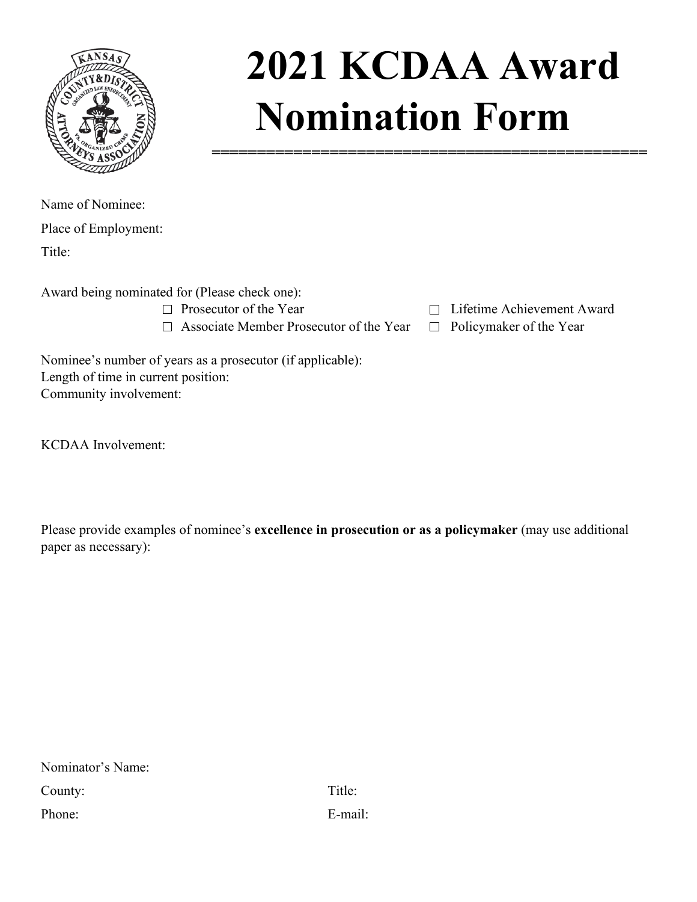# 2021 KCDAA Award Nomination Form

Name of Nominee:

Place of Employment:

Title:

Award being nominated for (Please check one):

- ☐ Prosecutor of the Year
- ☐ Associate Member Prosecutor of the Year
- ☐ Lifetime Achievement Award
- ☐ Policymaker of the Year

Nominee's number of years as a prosecutor (if applicable):

Length of time in current position:

Community involvement:

KCDAA Involvement:

Please provide examples of nominee's **excellence in prosecution or as a policymaker** (may use additional paper as necessary):

Nominator's Name:

County:

Title:

Phone:

E-mail: